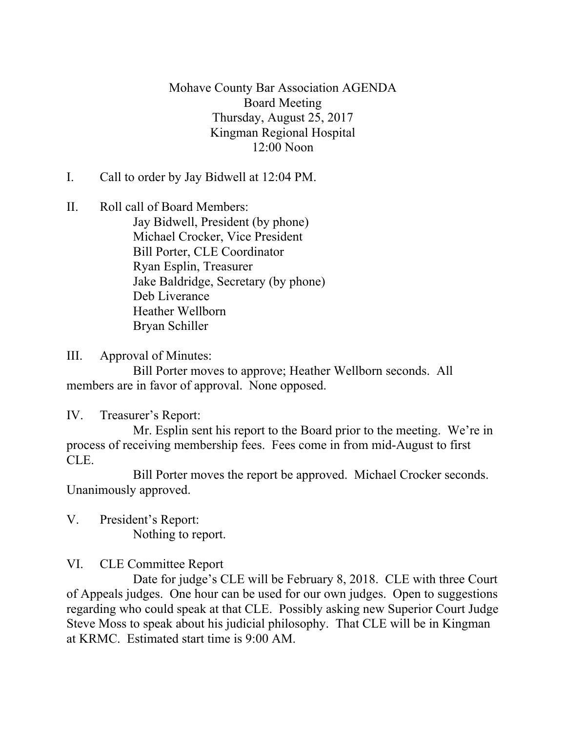Mohave County Bar Association AGENDA
Board Meeting
Thursday, August 25, 2017
Kingman Regional Hospital
12:00 Noon

I. Call to order by Jay Bidwell at 12:04 PM.

II. Roll call of Board Members:

Jay Bidwell, President (by phone)
Michael Crocker, Vice President
Bill Porter, CLE Coordinator
Ryan Esplin, Treasurer
Jake Baldridge, Secretary (by phone)
Deb Liverance
Heather Wellborn
Bryan Schiller

III. Approval of Minutes:

Bill Porter moves to approve; Heather Wellborn seconds. All members are in favor of approval. None opposed.

IV. Treasurer's Report:

Mr. Esplin sent his report to the Board prior to the meeting. We're in process of receiving membership fees. Fees come in from mid-August to first CLE.

Bill Porter moves the report be approved. Michael Crocker seconds. Unanimously approved.

V. President's Report:

Nothing to report.

VI. CLE Committee Report

Date for judge's CLE will be February 8, 2018. CLE with three Court of Appeals judges. One hour can be used for our own judges. Open to suggestions regarding who could speak at that CLE. Possibly asking new Superior Court Judge Steve Moss to speak about his judicial philosophy. That CLE will be in Kingman at KRMC. Estimated start time is 9:00 AM.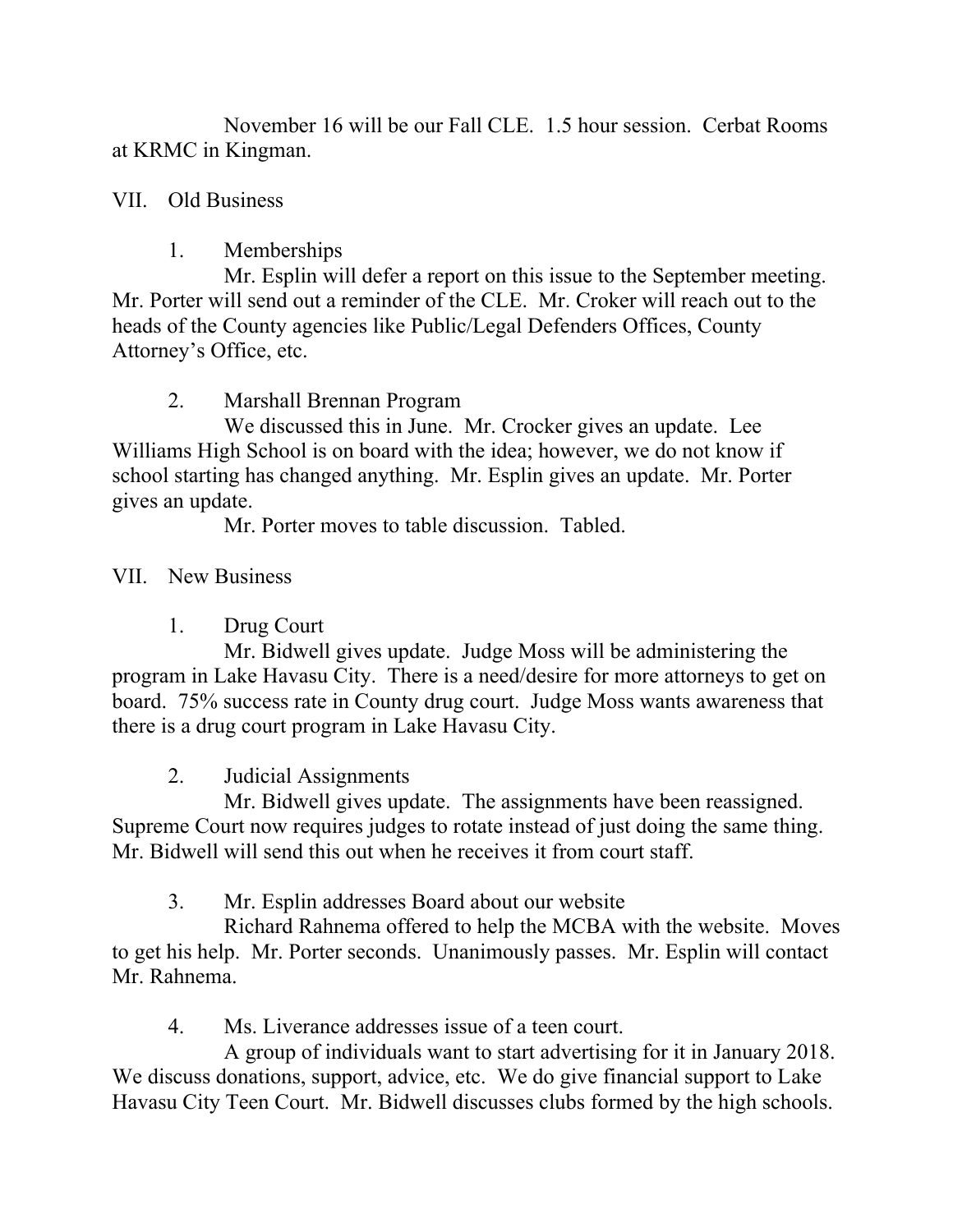November 16 will be our Fall CLE. 1.5 hour session. Cerbat Rooms at KRMC in Kingman.

VII. Old Business

1. Memberships

Mr. Esplin will defer a report on this issue to the September meeting. Mr. Porter will send out a reminder of the CLE. Mr. Croker will reach out to the heads of the County agencies like Public/Legal Defenders Offices, County Attorney's Office, etc.

2. Marshall Brennan Program

We discussed this in June. Mr. Crocker gives an update. Lee Williams High School is on board with the idea; however, we do not know if school starting has changed anything. Mr. Esplin gives an update. Mr. Porter gives an update.

Mr. Porter moves to table discussion. Tabled.

VII. New Business

1. Drug Court

Mr. Bidwell gives update. Judge Moss will be administering the program in Lake Havasu City. There is a need/desire for more attorneys to get on board. 75% success rate in County drug court. Judge Moss wants awareness that there is a drug court program in Lake Havasu City.

2. Judicial Assignments

Mr. Bidwell gives update. The assignments have been reassigned. Supreme Court now requires judges to rotate instead of just doing the same thing. Mr. Bidwell will send this out when he receives it from court staff.

3. Mr. Esplin addresses Board about our website

Richard Rahnema offered to help the MCBA with the website. Moves to get his help. Mr. Porter seconds. Unanimously passes. Mr. Esplin will contact Mr. Rahnema.

4. Ms. Liverance addresses issue of a teen court.

A group of individuals want to start advertising for it in January 2018. We discuss donations, support, advice, etc. We do give financial support to Lake Havasu City Teen Court. Mr. Bidwell discusses clubs formed by the high schools.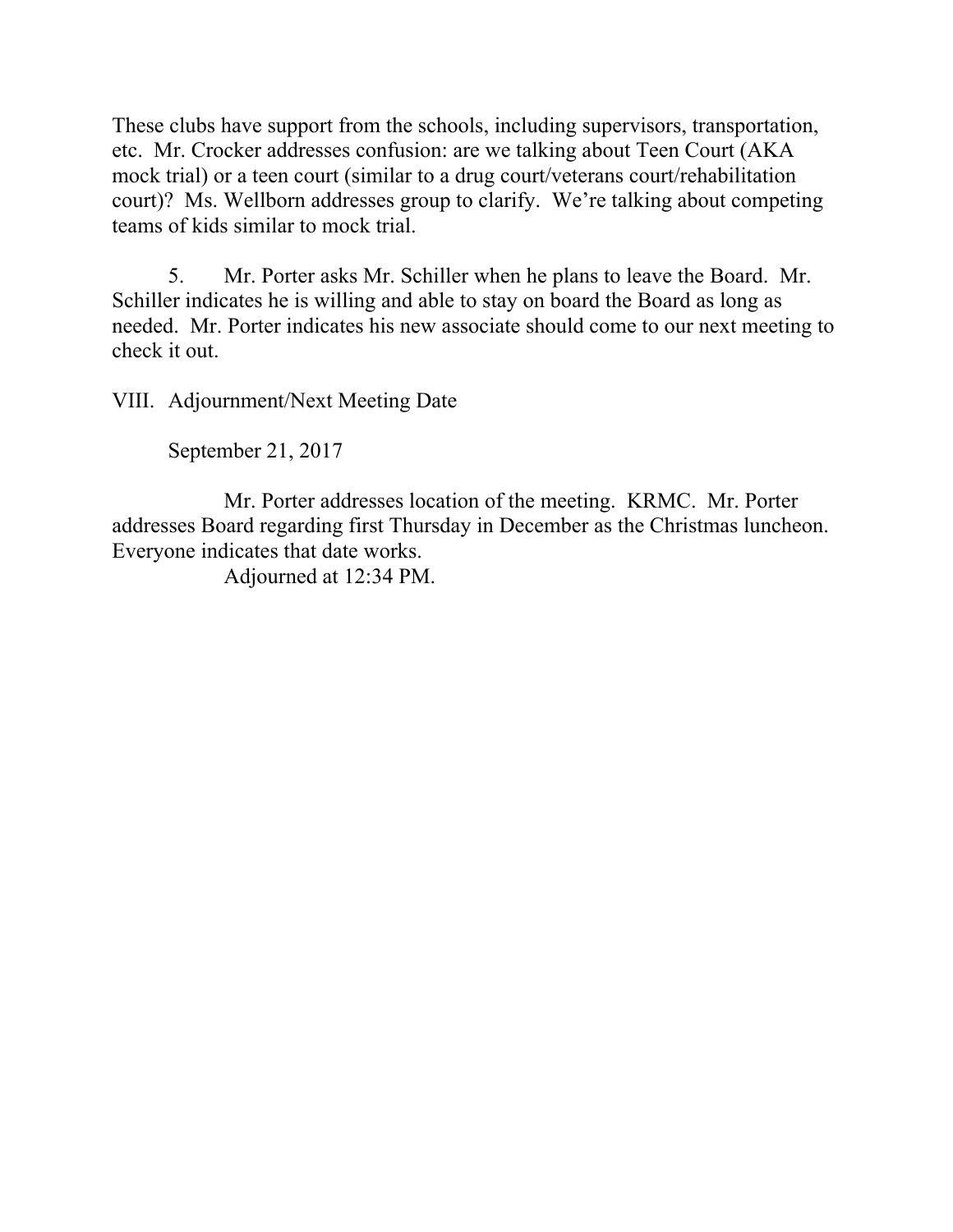These clubs have support from the schools, including supervisors, transportation, etc. Mr. Crocker addresses confusion: are we talking about Teen Court (AKA mock trial) or a teen court (similar to a drug court/veterans court/rehabilitation court)? Ms. Wellborn addresses group to clarify. We're talking about competing teams of kids similar to mock trial.

5. Mr. Porter asks Mr. Schiller when he plans to leave the Board. Mr. Schiller indicates he is willing and able to stay on board the Board as long as needed. Mr. Porter indicates his new associate should come to our next meeting to check it out.

VIII. Adjournment/Next Meeting Date

September 21, 2017

Mr. Porter addresses location of the meeting. KRMC. Mr. Porter addresses Board regarding first Thursday in December as the Christmas luncheon. Everyone indicates that date works.

Adjourned at 12:34 PM.